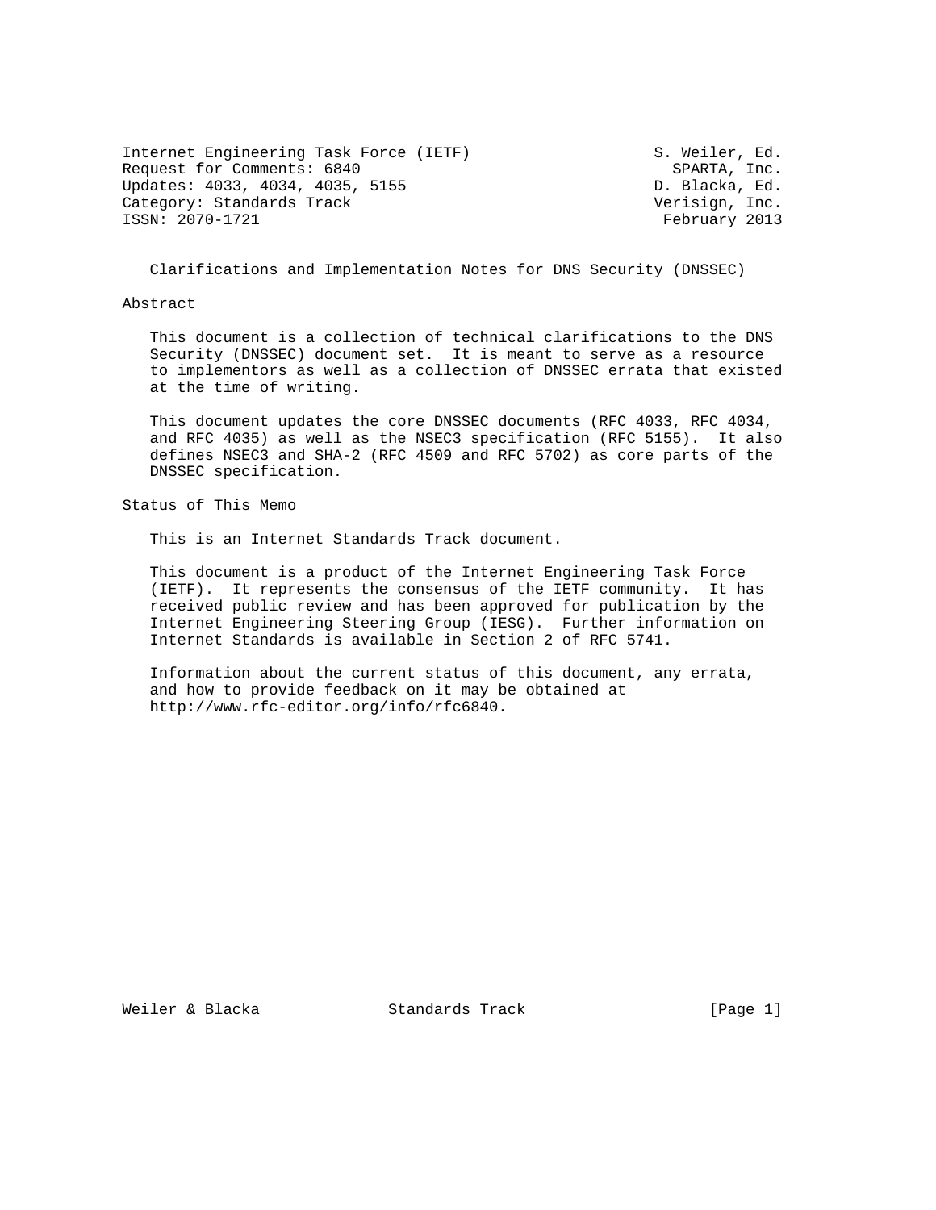Internet Engineering Task Force (IETF) S. Weiler, Ed.
Request for Comments: 6840 SPARTA, Inc.
Updates: 4033, 4034, 4035, 5155 D. Blacka, Ed.
Category: Standards Track Verisign, Inc.
ISSN: 2070-1721 February 2013

# Clarifications and Implementation Notes for DNS Security (DNSSEC)

## Abstract

This document is a collection of technical clarifications to the DNS Security (DNSSEC) document set. It is meant to serve as a resource to implementors as well as a collection of DNSSEC errata that existed at the time of writing.

This document updates the core DNSSEC documents (RFC 4033, RFC 4034, and RFC 4035) as well as the NSEC3 specification (RFC 5155). It also defines NSEC3 and SHA-2 (RFC 4509 and RFC 5702) as core parts of the DNSSEC specification.

## Status of This Memo

This is an Internet Standards Track document.

This document is a product of the Internet Engineering Task Force (IETF). It represents the consensus of the IETF community. It has received public review and has been approved for publication by the Internet Engineering Steering Group (IESG). Further information on Internet Standards is available in Section 2 of RFC 5741.

Information about the current status of this document, any errata, and how to provide feedback on it may be obtained at http://www.rfc-editor.org/info/rfc6840.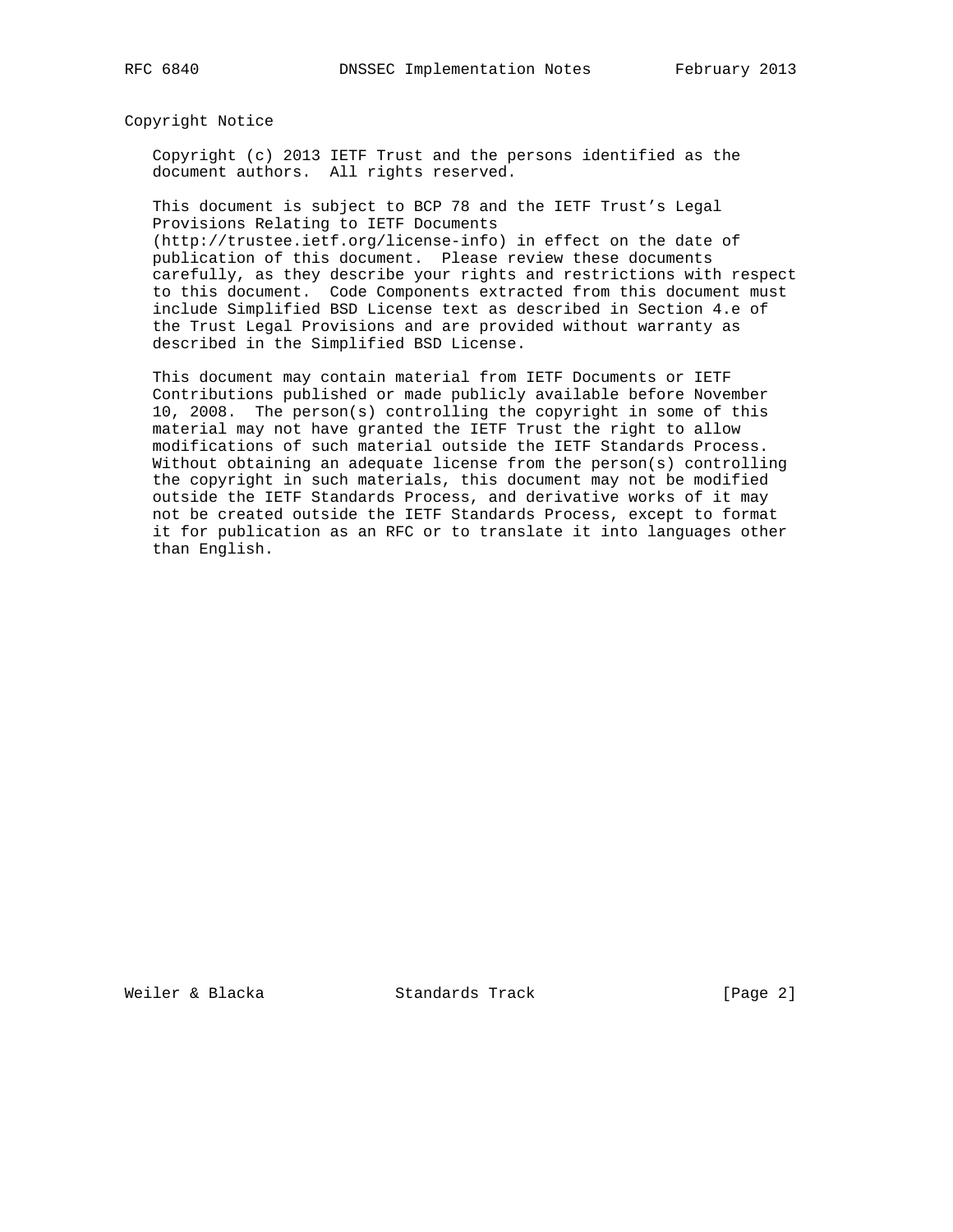## Copyright Notice

Copyright (c) 2013 IETF Trust and the persons identified as the document authors. All rights reserved.

This document is subject to BCP 78 and the IETF Trust's Legal Provisions Relating to IETF Documents (http://trustee.ietf.org/license-info) in effect on the date of publication of this document. Please review these documents carefully, as they describe your rights and restrictions with respect to this document. Code Components extracted from this document must include Simplified BSD License text as described in Section 4.e of the Trust Legal Provisions and are provided without warranty as described in the Simplified BSD License.

This document may contain material from IETF Documents or IETF Contributions published or made publicly available before November 10, 2008. The person(s) controlling the copyright in some of this material may not have granted the IETF Trust the right to allow modifications of such material outside the IETF Standards Process. Without obtaining an adequate license from the person(s) controlling the copyright in such materials, this document may not be modified outside the IETF Standards Process, and derivative works of it may not be created outside the IETF Standards Process, except to format it for publication as an RFC or to translate it into languages other than English.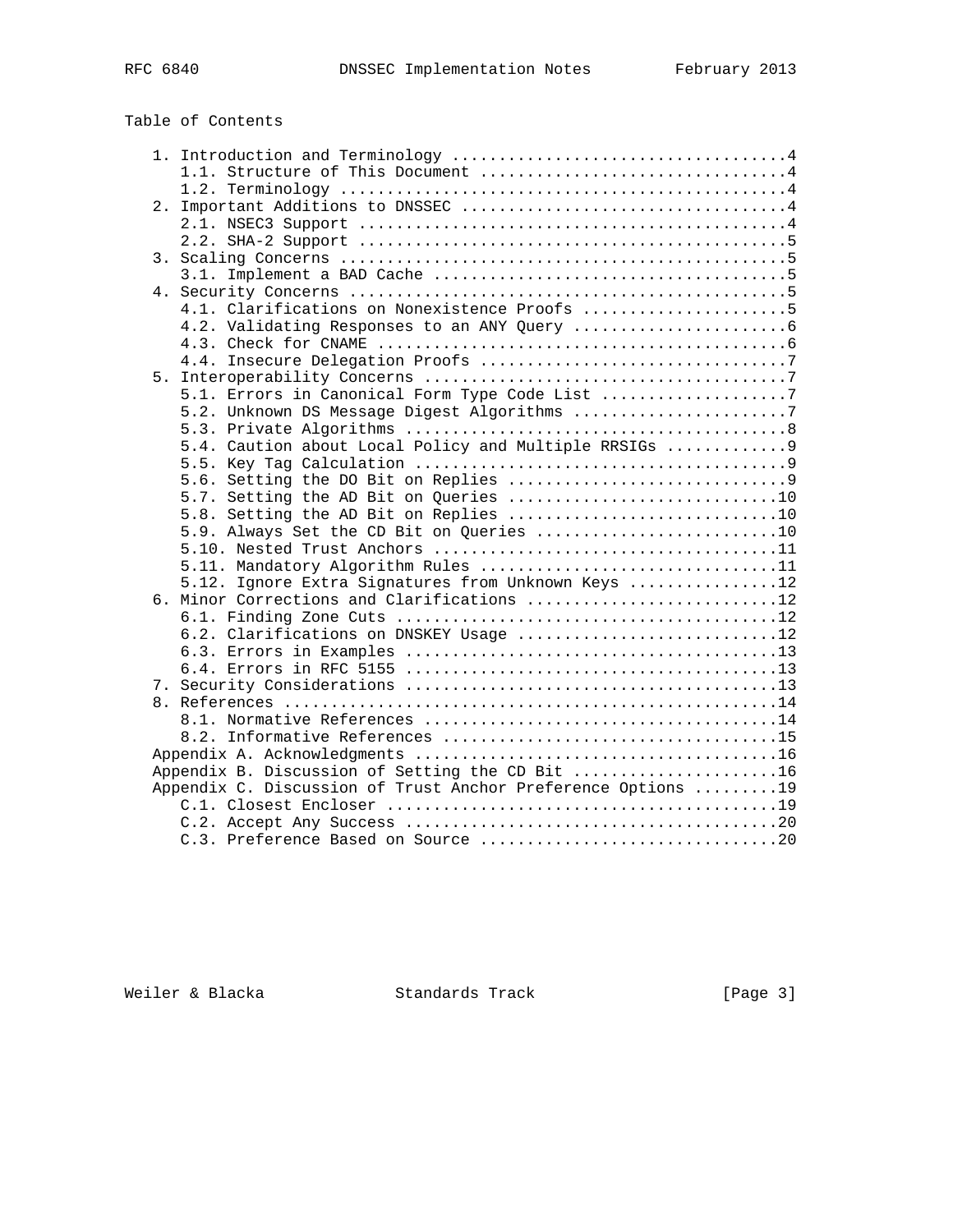# Table of Contents

```
   1. Introduction and Terminology ....................................4
      1.1. Structure of This Document .................................4
      1.2. Terminology ................................................4
   2. Important Additions to DNSSEC ...................................4
      2.1. NSEC3 Support ..............................................4
      2.2. SHA-2 Support ..............................................5
   3. Scaling Concerns ................................................5
      3.1. Implement a BAD Cache ......................................5
   4. Security Concerns ...............................................5
      4.1. Clarifications on Nonexistence Proofs ......................5
      4.2. Validating Responses to an ANY Query .......................6
      4.3. Check for CNAME ............................................6
      4.4. Insecure Delegation Proofs .................................7
   5. Interoperability Concerns .......................................7
      5.1. Errors in Canonical Form Type Code List ....................7
      5.2. Unknown DS Message Digest Algorithms .......................7
      5.3. Private Algorithms .........................................8
      5.4. Caution about Local Policy and Multiple RRSIGs .............9
      5.5. Key Tag Calculation ........................................9
      5.6. Setting the DO Bit on Replies ..............................9
      5.7. Setting the AD Bit on Queries .............................10
      5.8. Setting the AD Bit on Replies .............................10
      5.9. Always Set the CD Bit on Queries ..........................10
      5.10. Nested Trust Anchors .....................................11
      5.11. Mandatory Algorithm Rules ................................11
      5.12. Ignore Extra Signatures from Unknown Keys ................12
   6. Minor Corrections and Clarifications ...........................12
      6.1. Finding Zone Cuts .........................................12
      6.2. Clarifications on DNSKEY Usage ............................12
      6.3. Errors in Examples ........................................13
      6.4. Errors in RFC 5155 ........................................13
   7. Security Considerations ........................................13
   8. References .....................................................14
      8.1. Normative References ......................................14
      8.2. Informative References ....................................15
   Appendix A. Acknowledgments .......................................16
   Appendix B. Discussion of Setting the CD Bit ......................16
   Appendix C. Discussion of Trust Anchor Preference Options .........19
      C.1. Closest Encloser ..........................................19
      C.2. Accept Any Success ........................................20
      C.3. Preference Based on Source ................................20
```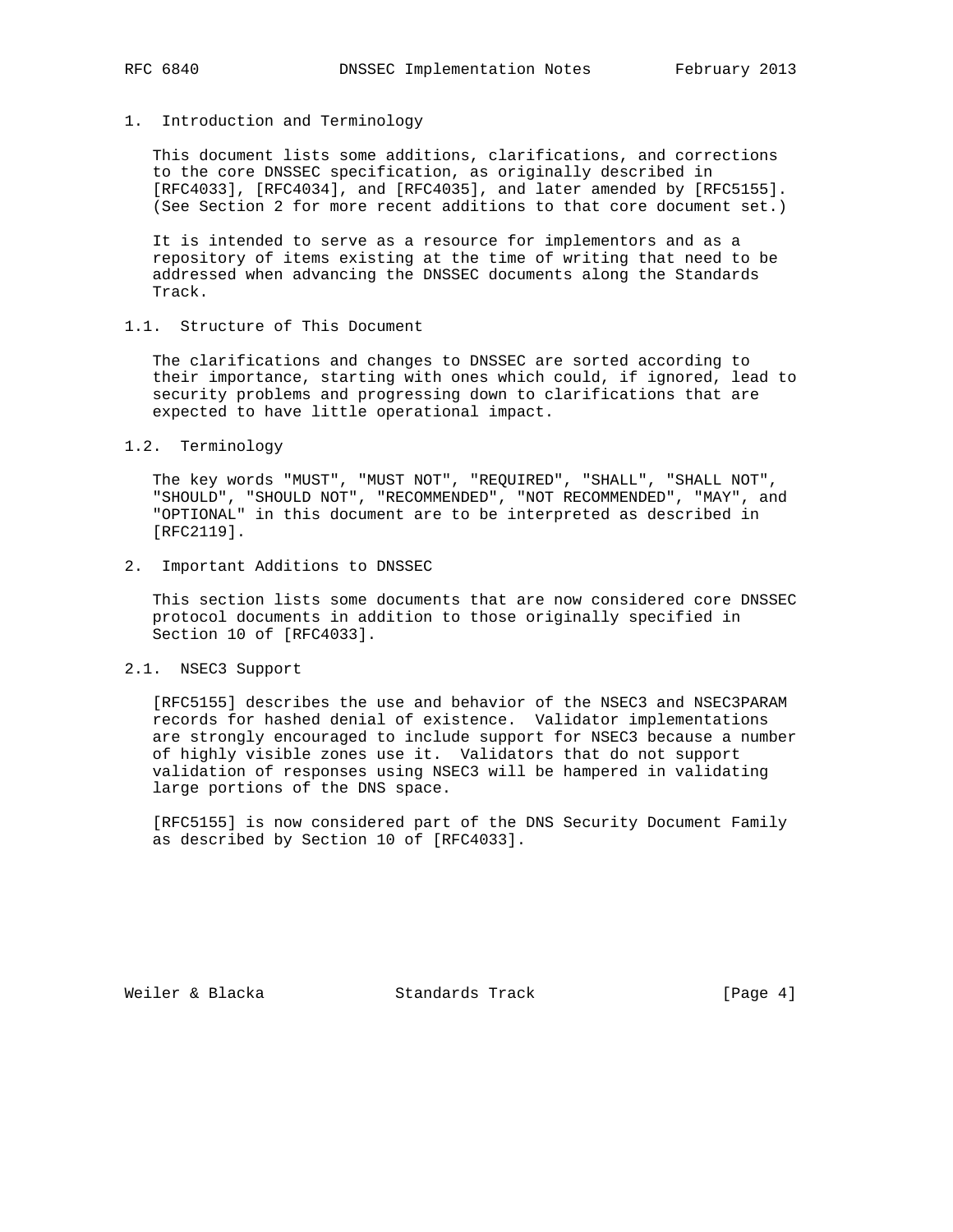# 1. Introduction and Terminology

This document lists some additions, clarifications, and corrections to the core DNSSEC specification, as originally described in [RFC4033], [RFC4034], and [RFC4035], and later amended by [RFC5155]. (See Section 2 for more recent additions to that core document set.)

It is intended to serve as a resource for implementors and as a repository of items existing at the time of writing that need to be addressed when advancing the DNSSEC documents along the Standards Track.

## 1.1. Structure of This Document

The clarifications and changes to DNSSEC are sorted according to their importance, starting with ones which could, if ignored, lead to security problems and progressing down to clarifications that are expected to have little operational impact.

## 1.2. Terminology

The key words "MUST", "MUST NOT", "REQUIRED", "SHALL", "SHALL NOT", "SHOULD", "SHOULD NOT", "RECOMMENDED", "NOT RECOMMENDED", "MAY", and "OPTIONAL" in this document are to be interpreted as described in [RFC2119].

# 2. Important Additions to DNSSEC

This section lists some documents that are now considered core DNSSEC protocol documents in addition to those originally specified in Section 10 of [RFC4033].

## 2.1. NSEC3 Support

[RFC5155] describes the use and behavior of the NSEC3 and NSEC3PARAM records for hashed denial of existence. Validator implementations are strongly encouraged to include support for NSEC3 because a number of highly visible zones use it. Validators that do not support validation of responses using NSEC3 will be hampered in validating large portions of the DNS space.

[RFC5155] is now considered part of the DNS Security Document Family as described by Section 10 of [RFC4033].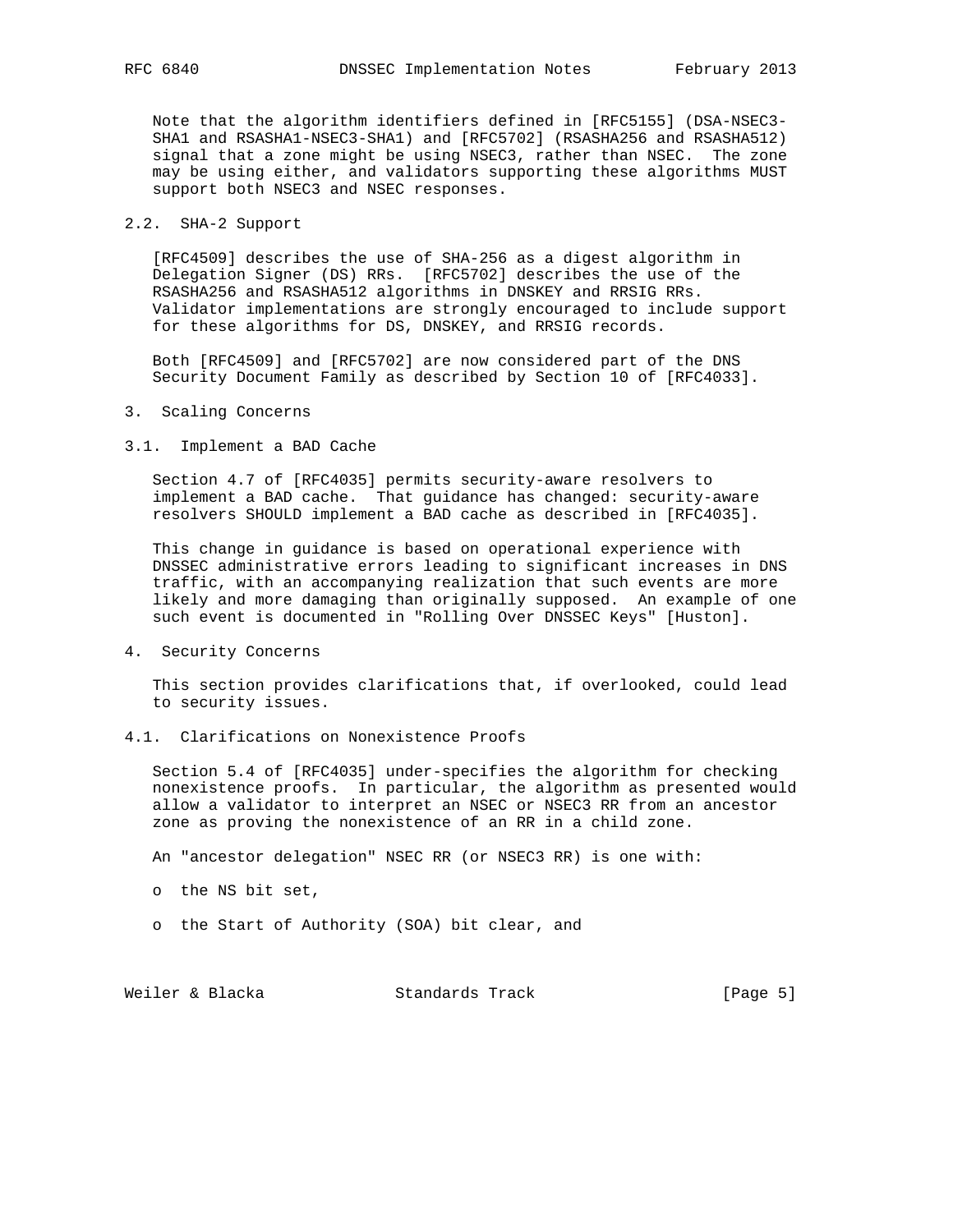Note that the algorithm identifiers defined in [RFC5155] (DSA-NSEC3-SHA1 and RSASHA1-NSEC3-SHA1) and [RFC5702] (RSASHA256 and RSASHA512) signal that a zone might be using NSEC3, rather than NSEC. The zone may be using either, and validators supporting these algorithms MUST support both NSEC3 and NSEC responses.

### 2.2. SHA-2 Support

[RFC4509] describes the use of SHA-256 as a digest algorithm in Delegation Signer (DS) RRs. [RFC5702] describes the use of the RSASHA256 and RSASHA512 algorithms in DNSKEY and RRSIG RRs. Validator implementations are strongly encouraged to include support for these algorithms for DS, DNSKEY, and RRSIG records.

Both [RFC4509] and [RFC5702] are now considered part of the DNS Security Document Family as described by Section 10 of [RFC4033].

## 3. Scaling Concerns

### 3.1. Implement a BAD Cache

Section 4.7 of [RFC4035] permits security-aware resolvers to implement a BAD cache. That guidance has changed: security-aware resolvers SHOULD implement a BAD cache as described in [RFC4035].

This change in guidance is based on operational experience with DNSSEC administrative errors leading to significant increases in DNS traffic, with an accompanying realization that such events are more likely and more damaging than originally supposed. An example of one such event is documented in "Rolling Over DNSSEC Keys" [Huston].

## 4. Security Concerns

This section provides clarifications that, if overlooked, could lead to security issues.

### 4.1. Clarifications on Nonexistence Proofs

Section 5.4 of [RFC4035] under-specifies the algorithm for checking nonexistence proofs. In particular, the algorithm as presented would allow a validator to interpret an NSEC or NSEC3 RR from an ancestor zone as proving the nonexistence of an RR in a child zone.

An "ancestor delegation" NSEC RR (or NSEC3 RR) is one with:

- the NS bit set,
- the Start of Authority (SOA) bit clear, and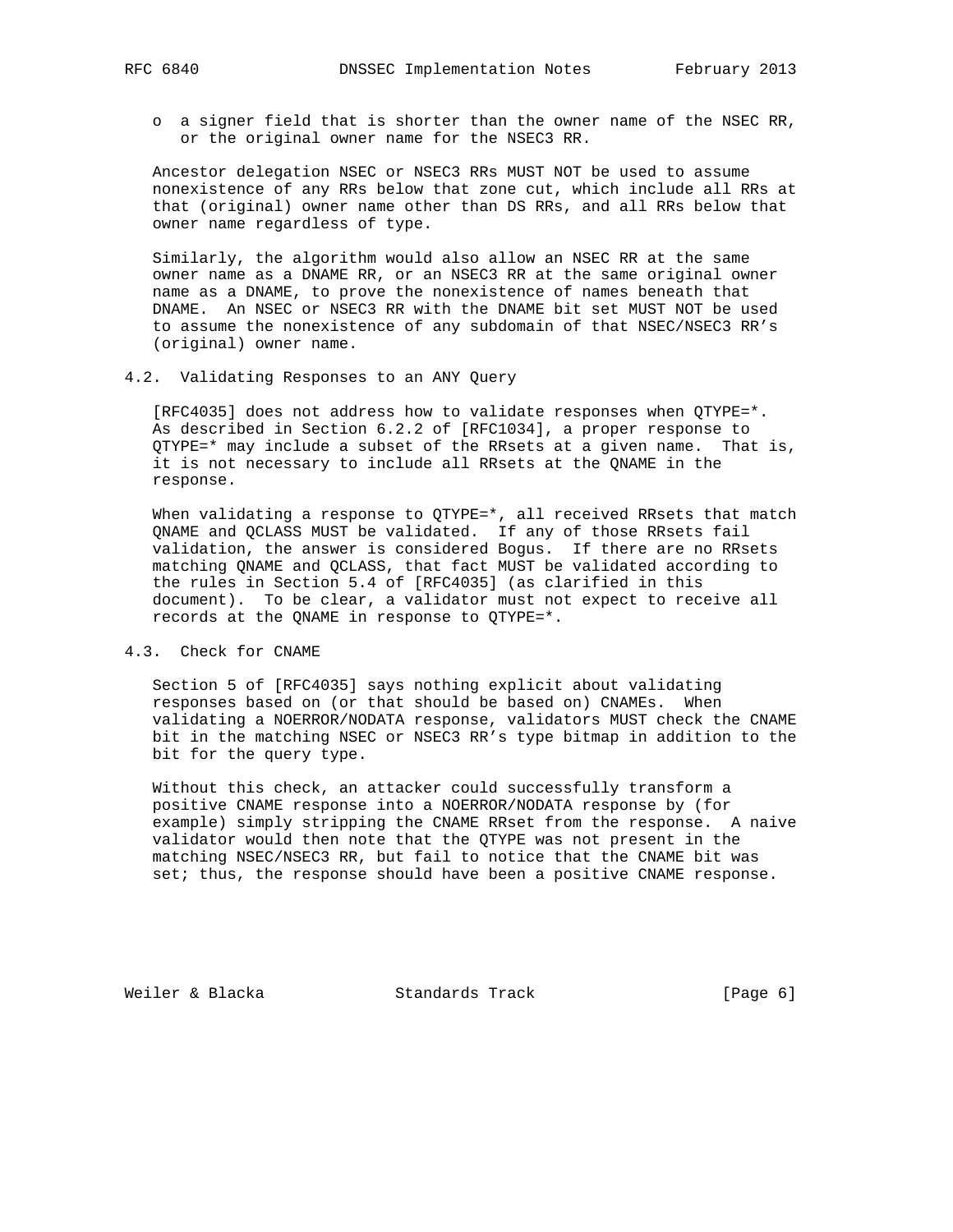- a signer field that is shorter than the owner name of the NSEC RR, or the original owner name for the NSEC3 RR.

Ancestor delegation NSEC or NSEC3 RRs MUST NOT be used to assume nonexistence of any RRs below that zone cut, which include all RRs at that (original) owner name other than DS RRs, and all RRs below that owner name regardless of type.

Similarly, the algorithm would also allow an NSEC RR at the same owner name as a DNAME RR, or an NSEC3 RR at the same original owner name as a DNAME, to prove the nonexistence of names beneath that DNAME. An NSEC or NSEC3 RR with the DNAME bit set MUST NOT be used to assume the nonexistence of any subdomain of that NSEC/NSEC3 RR's (original) owner name.

### 4.2. Validating Responses to an ANY Query

[RFC4035] does not address how to validate responses when QTYPE=*. As described in Section 6.2.2 of [RFC1034], a proper response to QTYPE=* may include a subset of the RRsets at a given name. That is, it is not necessary to include all RRsets at the QNAME in the response.

When validating a response to QTYPE=*, all received RRsets that match QNAME and QCLASS MUST be validated. If any of those RRsets fail validation, the answer is considered Bogus. If there are no RRsets matching QNAME and QCLASS, that fact MUST be validated according to the rules in Section 5.4 of [RFC4035] (as clarified in this document). To be clear, a validator must not expect to receive all records at the QNAME in response to QTYPE=*.

### 4.3. Check for CNAME

Section 5 of [RFC4035] says nothing explicit about validating responses based on (or that should be based on) CNAMEs. When validating a NOERROR/NODATA response, validators MUST check the CNAME bit in the matching NSEC or NSEC3 RR's type bitmap in addition to the bit for the query type.

Without this check, an attacker could successfully transform a positive CNAME response into a NOERROR/NODATA response by (for example) simply stripping the CNAME RRset from the response. A naive validator would then note that the QTYPE was not present in the matching NSEC/NSEC3 RR, but fail to notice that the CNAME bit was set; thus, the response should have been a positive CNAME response.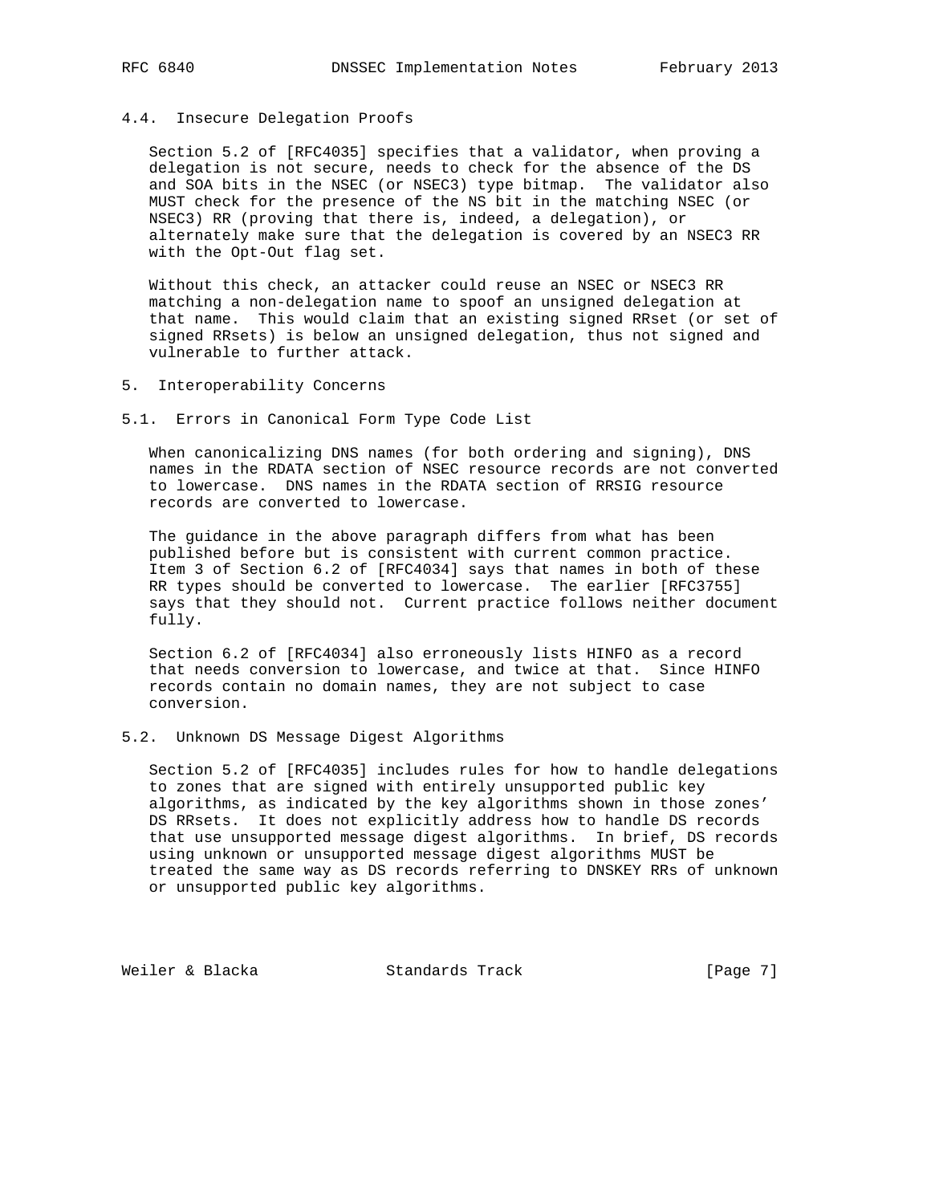### 4.4. Insecure Delegation Proofs

Section 5.2 of [RFC4035] specifies that a validator, when proving a delegation is not secure, needs to check for the absence of the DS and SOA bits in the NSEC (or NSEC3) type bitmap. The validator also MUST check for the presence of the NS bit in the matching NSEC (or NSEC3) RR (proving that there is, indeed, a delegation), or alternately make sure that the delegation is covered by an NSEC3 RR with the Opt-Out flag set.

Without this check, an attacker could reuse an NSEC or NSEC3 RR matching a non-delegation name to spoof an unsigned delegation at that name. This would claim that an existing signed RRset (or set of signed RRsets) is below an unsigned delegation, thus not signed and vulnerable to further attack.

## 5. Interoperability Concerns

### 5.1. Errors in Canonical Form Type Code List

When canonicalizing DNS names (for both ordering and signing), DNS names in the RDATA section of NSEC resource records are not converted to lowercase. DNS names in the RDATA section of RRSIG resource records are converted to lowercase.

The guidance in the above paragraph differs from what has been published before but is consistent with current common practice. Item 3 of Section 6.2 of [RFC4034] says that names in both of these RR types should be converted to lowercase. The earlier [RFC3755] says that they should not. Current practice follows neither document fully.

Section 6.2 of [RFC4034] also erroneously lists HINFO as a record that needs conversion to lowercase, and twice at that. Since HINFO records contain no domain names, they are not subject to case conversion.

### 5.2. Unknown DS Message Digest Algorithms

Section 5.2 of [RFC4035] includes rules for how to handle delegations to zones that are signed with entirely unsupported public key algorithms, as indicated by the key algorithms shown in those zones' DS RRsets. It does not explicitly address how to handle DS records that use unsupported message digest algorithms. In brief, DS records using unknown or unsupported message digest algorithms MUST be treated the same way as DS records referring to DNSKEY RRs of unknown or unsupported public key algorithms.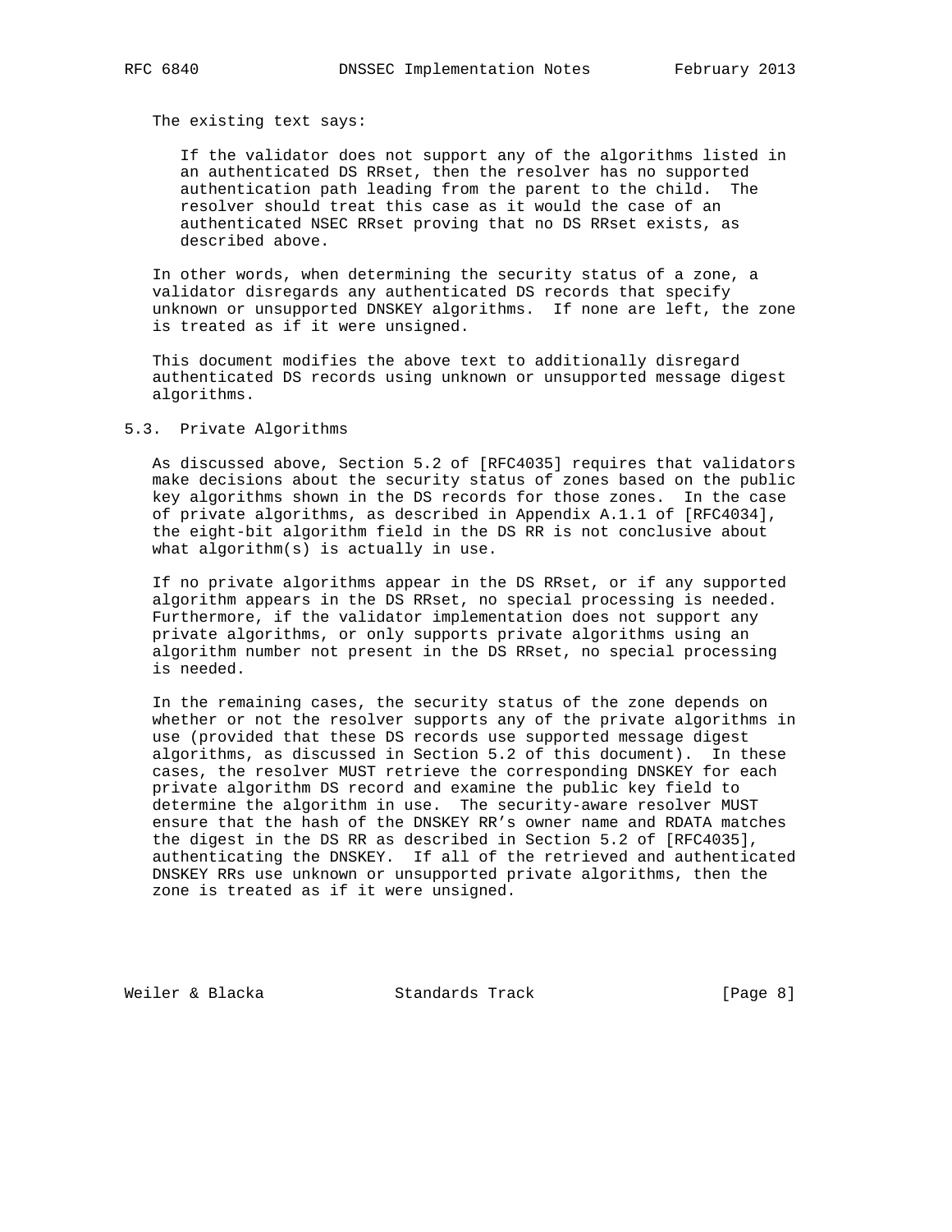The existing text says:

> If the validator does not support any of the algorithms listed in an authenticated DS RRset, then the resolver has no supported authentication path leading from the parent to the child. The resolver should treat this case as it would the case of an authenticated NSEC RRset proving that no DS RRset exists, as described above.

In other words, when determining the security status of a zone, a validator disregards any authenticated DS records that specify unknown or unsupported DNSKEY algorithms. If none are left, the zone is treated as if it were unsigned.

This document modifies the above text to additionally disregard authenticated DS records using unknown or unsupported message digest algorithms.

### 5.3. Private Algorithms

As discussed above, Section 5.2 of [RFC4035] requires that validators make decisions about the security status of zones based on the public key algorithms shown in the DS records for those zones. In the case of private algorithms, as described in Appendix A.1.1 of [RFC4034], the eight-bit algorithm field in the DS RR is not conclusive about what algorithm(s) is actually in use.

If no private algorithms appear in the DS RRset, or if any supported algorithm appears in the DS RRset, no special processing is needed. Furthermore, if the validator implementation does not support any private algorithms, or only supports private algorithms using an algorithm number not present in the DS RRset, no special processing is needed.

In the remaining cases, the security status of the zone depends on whether or not the resolver supports any of the private algorithms in use (provided that these DS records use supported message digest algorithms, as discussed in Section 5.2 of this document). In these cases, the resolver MUST retrieve the corresponding DNSKEY for each private algorithm DS record and examine the public key field to determine the algorithm in use. The security-aware resolver MUST ensure that the hash of the DNSKEY RR's owner name and RDATA matches the digest in the DS RR as described in Section 5.2 of [RFC4035], authenticating the DNSKEY. If all of the retrieved and authenticated DNSKEY RRs use unknown or unsupported private algorithms, then the zone is treated as if it were unsigned.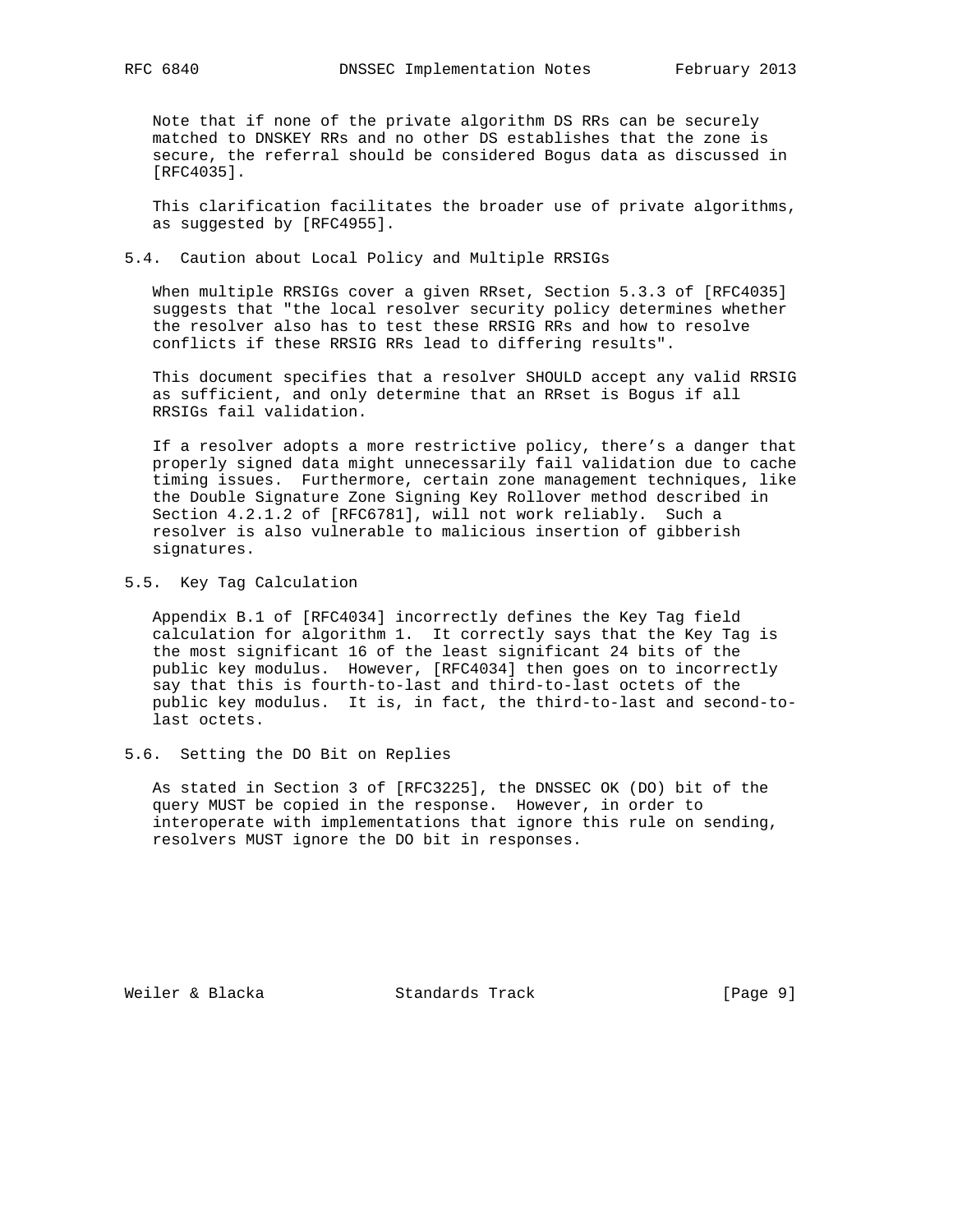Note that if none of the private algorithm DS RRs can be securely matched to DNSKEY RRs and no other DS establishes that the zone is secure, the referral should be considered Bogus data as discussed in [RFC4035].

This clarification facilitates the broader use of private algorithms, as suggested by [RFC4955].

### 5.4. Caution about Local Policy and Multiple RRSIGs

When multiple RRSIGs cover a given RRset, Section 5.3.3 of [RFC4035] suggests that "the local resolver security policy determines whether the resolver also has to test these RRSIG RRs and how to resolve conflicts if these RRSIG RRs lead to differing results".

This document specifies that a resolver SHOULD accept any valid RRSIG as sufficient, and only determine that an RRset is Bogus if all RRSIGs fail validation.

If a resolver adopts a more restrictive policy, there's a danger that properly signed data might unnecessarily fail validation due to cache timing issues. Furthermore, certain zone management techniques, like the Double Signature Zone Signing Key Rollover method described in Section 4.2.1.2 of [RFC6781], will not work reliably. Such a resolver is also vulnerable to malicious insertion of gibberish signatures.

### 5.5. Key Tag Calculation

Appendix B.1 of [RFC4034] incorrectly defines the Key Tag field calculation for algorithm 1. It correctly says that the Key Tag is the most significant 16 of the least significant 24 bits of the public key modulus. However, [RFC4034] then goes on to incorrectly say that this is fourth-to-last and third-to-last octets of the public key modulus. It is, in fact, the third-to-last and second-to-last octets.

### 5.6. Setting the DO Bit on Replies

As stated in Section 3 of [RFC3225], the DNSSEC OK (DO) bit of the query MUST be copied in the response. However, in order to interoperate with implementations that ignore this rule on sending, resolvers MUST ignore the DO bit in responses.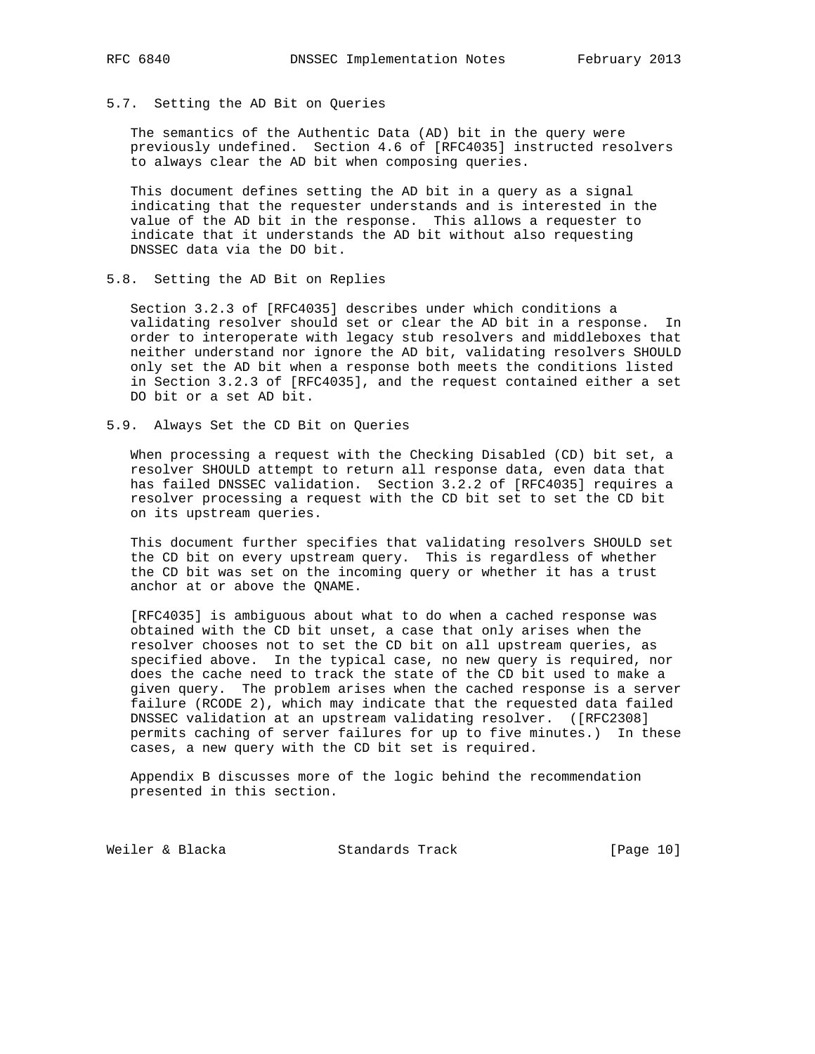## 5.7. Setting the AD Bit on Queries

The semantics of the Authentic Data (AD) bit in the query were previously undefined. Section 4.6 of [RFC4035] instructed resolvers to always clear the AD bit when composing queries.

This document defines setting the AD bit in a query as a signal indicating that the requester understands and is interested in the value of the AD bit in the response. This allows a requester to indicate that it understands the AD bit without also requesting DNSSEC data via the DO bit.

## 5.8. Setting the AD Bit on Replies

Section 3.2.3 of [RFC4035] describes under which conditions a validating resolver should set or clear the AD bit in a response. In order to interoperate with legacy stub resolvers and middleboxes that neither understand nor ignore the AD bit, validating resolvers SHOULD only set the AD bit when a response both meets the conditions listed in Section 3.2.3 of [RFC4035], and the request contained either a set DO bit or a set AD bit.

## 5.9. Always Set the CD Bit on Queries

When processing a request with the Checking Disabled (CD) bit set, a resolver SHOULD attempt to return all response data, even data that has failed DNSSEC validation. Section 3.2.2 of [RFC4035] requires a resolver processing a request with the CD bit set to set the CD bit on its upstream queries.

This document further specifies that validating resolvers SHOULD set the CD bit on every upstream query. This is regardless of whether the CD bit was set on the incoming query or whether it has a trust anchor at or above the QNAME.

[RFC4035] is ambiguous about what to do when a cached response was obtained with the CD bit unset, a case that only arises when the resolver chooses not to set the CD bit on all upstream queries, as specified above. In the typical case, no new query is required, nor does the cache need to track the state of the CD bit used to make a given query. The problem arises when the cached response is a server failure (RCODE 2), which may indicate that the requested data failed DNSSEC validation at an upstream validating resolver. ([RFC2308] permits caching of server failures for up to five minutes.) In these cases, a new query with the CD bit set is required.

Appendix B discusses more of the logic behind the recommendation presented in this section.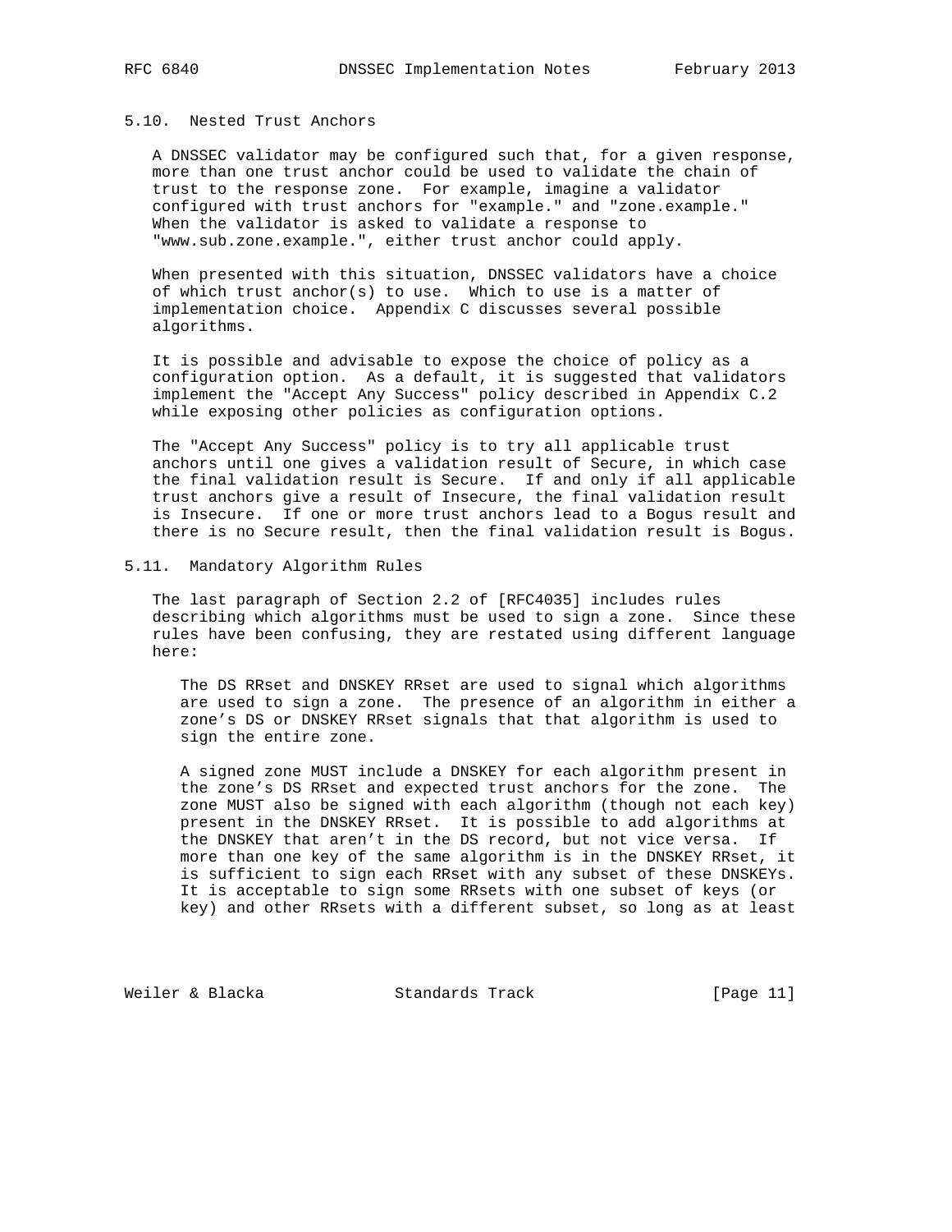## 5.10. Nested Trust Anchors

A DNSSEC validator may be configured such that, for a given response, more than one trust anchor could be used to validate the chain of trust to the response zone. For example, imagine a validator configured with trust anchors for "example." and "zone.example." When the validator is asked to validate a response to "www.sub.zone.example.", either trust anchor could apply.

When presented with this situation, DNSSEC validators have a choice of which trust anchor(s) to use. Which to use is a matter of implementation choice. Appendix C discusses several possible algorithms.

It is possible and advisable to expose the choice of policy as a configuration option. As a default, it is suggested that validators implement the "Accept Any Success" policy described in Appendix C.2 while exposing other policies as configuration options.

The "Accept Any Success" policy is to try all applicable trust anchors until one gives a validation result of Secure, in which case the final validation result is Secure. If and only if all applicable trust anchors give a result of Insecure, the final validation result is Insecure. If one or more trust anchors lead to a Bogus result and there is no Secure result, then the final validation result is Bogus.

## 5.11. Mandatory Algorithm Rules

The last paragraph of Section 2.2 of [RFC4035] includes rules describing which algorithms must be used to sign a zone. Since these rules have been confusing, they are restated using different language here:

> The DS RRset and DNSKEY RRset are used to signal which algorithms are used to sign a zone. The presence of an algorithm in either a zone's DS or DNSKEY RRset signals that that algorithm is used to sign the entire zone.
>
> A signed zone MUST include a DNSKEY for each algorithm present in the zone's DS RRset and expected trust anchors for the zone. The zone MUST also be signed with each algorithm (though not each key) present in the DNSKEY RRset. It is possible to add algorithms at the DNSKEY that aren't in the DS record, but not vice versa. If more than one key of the same algorithm is in the DNSKEY RRset, it is sufficient to sign each RRset with any subset of these DNSKEYs. It is acceptable to sign some RRsets with one subset of keys (or key) and other RRsets with a different subset, so long as at least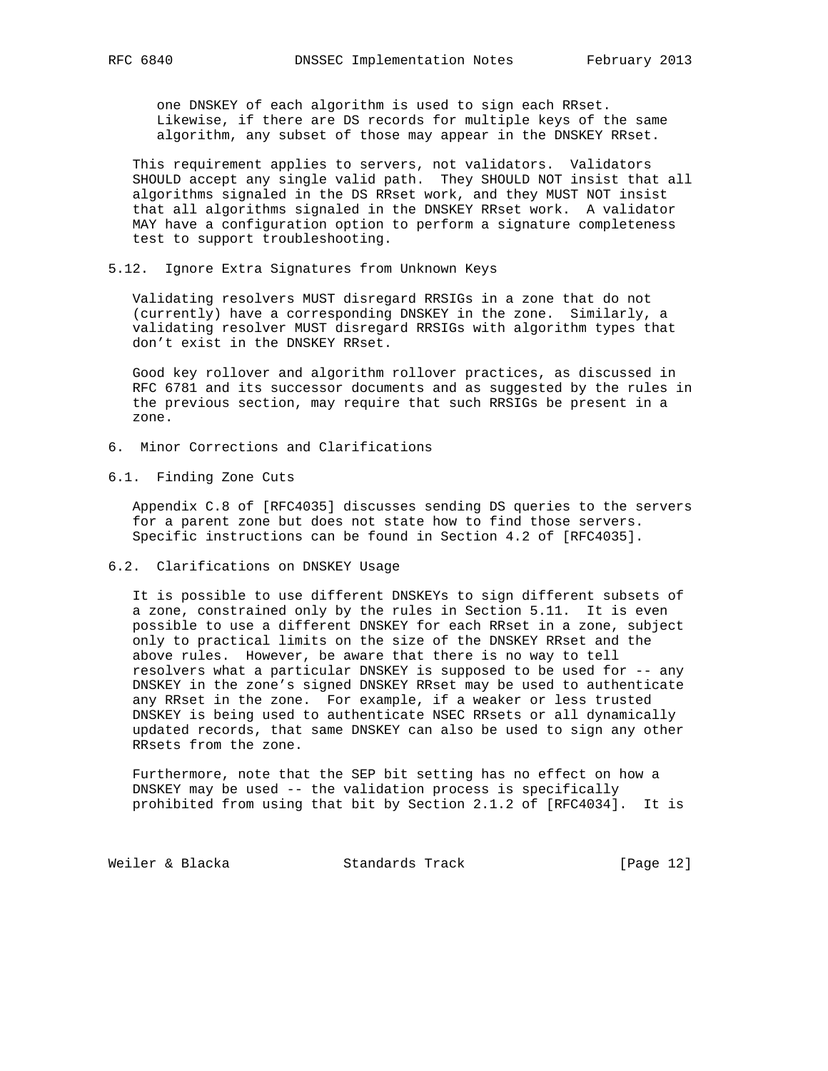one DNSKEY of each algorithm is used to sign each RRset. Likewise, if there are DS records for multiple keys of the same algorithm, any subset of those may appear in the DNSKEY RRset.

This requirement applies to servers, not validators. Validators SHOULD accept any single valid path. They SHOULD NOT insist that all algorithms signaled in the DS RRset work, and they MUST NOT insist that all algorithms signaled in the DNSKEY RRset work. A validator MAY have a configuration option to perform a signature completeness test to support troubleshooting.

### 5.12. Ignore Extra Signatures from Unknown Keys

Validating resolvers MUST disregard RRSIGs in a zone that do not (currently) have a corresponding DNSKEY in the zone. Similarly, a validating resolver MUST disregard RRSIGs with algorithm types that don't exist in the DNSKEY RRset.

Good key rollover and algorithm rollover practices, as discussed in RFC 6781 and its successor documents and as suggested by the rules in the previous section, may require that such RRSIGs be present in a zone.

## 6. Minor Corrections and Clarifications

### 6.1. Finding Zone Cuts

Appendix C.8 of [RFC4035] discusses sending DS queries to the servers for a parent zone but does not state how to find those servers. Specific instructions can be found in Section 4.2 of [RFC4035].

### 6.2. Clarifications on DNSKEY Usage

It is possible to use different DNSKEYs to sign different subsets of a zone, constrained only by the rules in Section 5.11. It is even possible to use a different DNSKEY for each RRset in a zone, subject only to practical limits on the size of the DNSKEY RRset and the above rules. However, be aware that there is no way to tell resolvers what a particular DNSKEY is supposed to be used for -- any DNSKEY in the zone's signed DNSKEY RRset may be used to authenticate any RRset in the zone. For example, if a weaker or less trusted DNSKEY is being used to authenticate NSEC RRsets or all dynamically updated records, that same DNSKEY can also be used to sign any other RRsets from the zone.

Furthermore, note that the SEP bit setting has no effect on how a DNSKEY may be used -- the validation process is specifically prohibited from using that bit by Section 2.1.2 of [RFC4034]. It is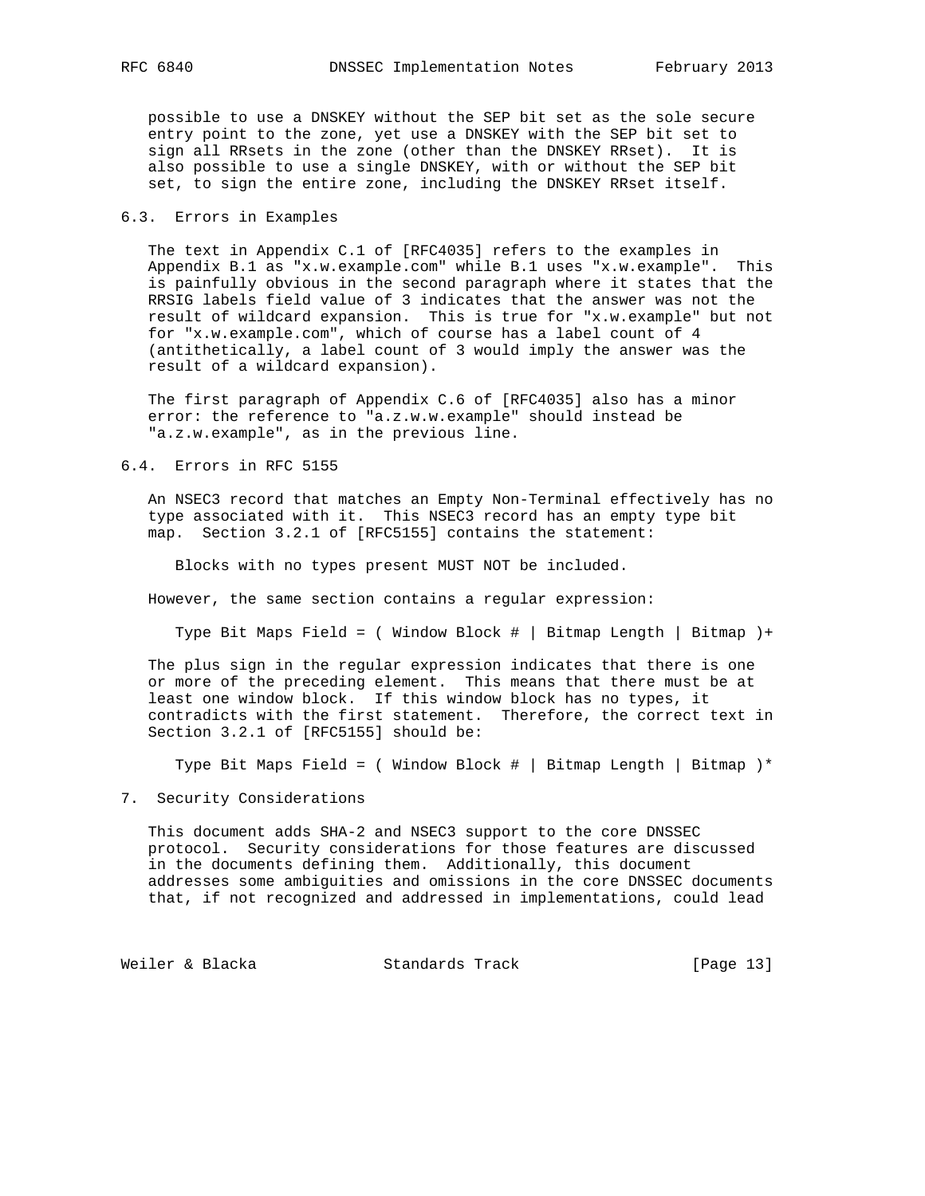possible to use a DNSKEY without the SEP bit set as the sole secure entry point to the zone, yet use a DNSKEY with the SEP bit set to sign all RRsets in the zone (other than the DNSKEY RRset). It is also possible to use a single DNSKEY, with or without the SEP bit set, to sign the entire zone, including the DNSKEY RRset itself.

### 6.3. Errors in Examples

The text in Appendix C.1 of [RFC4035] refers to the examples in Appendix B.1 as "x.w.example.com" while B.1 uses "x.w.example". This is painfully obvious in the second paragraph where it states that the RRSIG labels field value of 3 indicates that the answer was not the result of wildcard expansion. This is true for "x.w.example" but not for "x.w.example.com", which of course has a label count of 4 (antithetically, a label count of 3 would imply the answer was the result of a wildcard expansion).

The first paragraph of Appendix C.6 of [RFC4035] also has a minor error: the reference to "a.z.w.w.example" should instead be "a.z.w.example", as in the previous line.

### 6.4. Errors in RFC 5155

An NSEC3 record that matches an Empty Non-Terminal effectively has no type associated with it. This NSEC3 record has an empty type bit map. Section 3.2.1 of [RFC5155] contains the statement:

```
Blocks with no types present MUST NOT be included.
```

However, the same section contains a regular expression:

```
Type Bit Maps Field = ( Window Block # | Bitmap Length | Bitmap )+
```

The plus sign in the regular expression indicates that there is one or more of the preceding element. This means that there must be at least one window block. If this window block has no types, it contradicts with the first statement. Therefore, the correct text in Section 3.2.1 of [RFC5155] should be:

```
Type Bit Maps Field = ( Window Block # | Bitmap Length | Bitmap )*
```

## 7. Security Considerations

This document adds SHA-2 and NSEC3 support to the core DNSSEC protocol. Security considerations for those features are discussed in the documents defining them. Additionally, this document addresses some ambiguities and omissions in the core DNSSEC documents that, if not recognized and addressed in implementations, could lead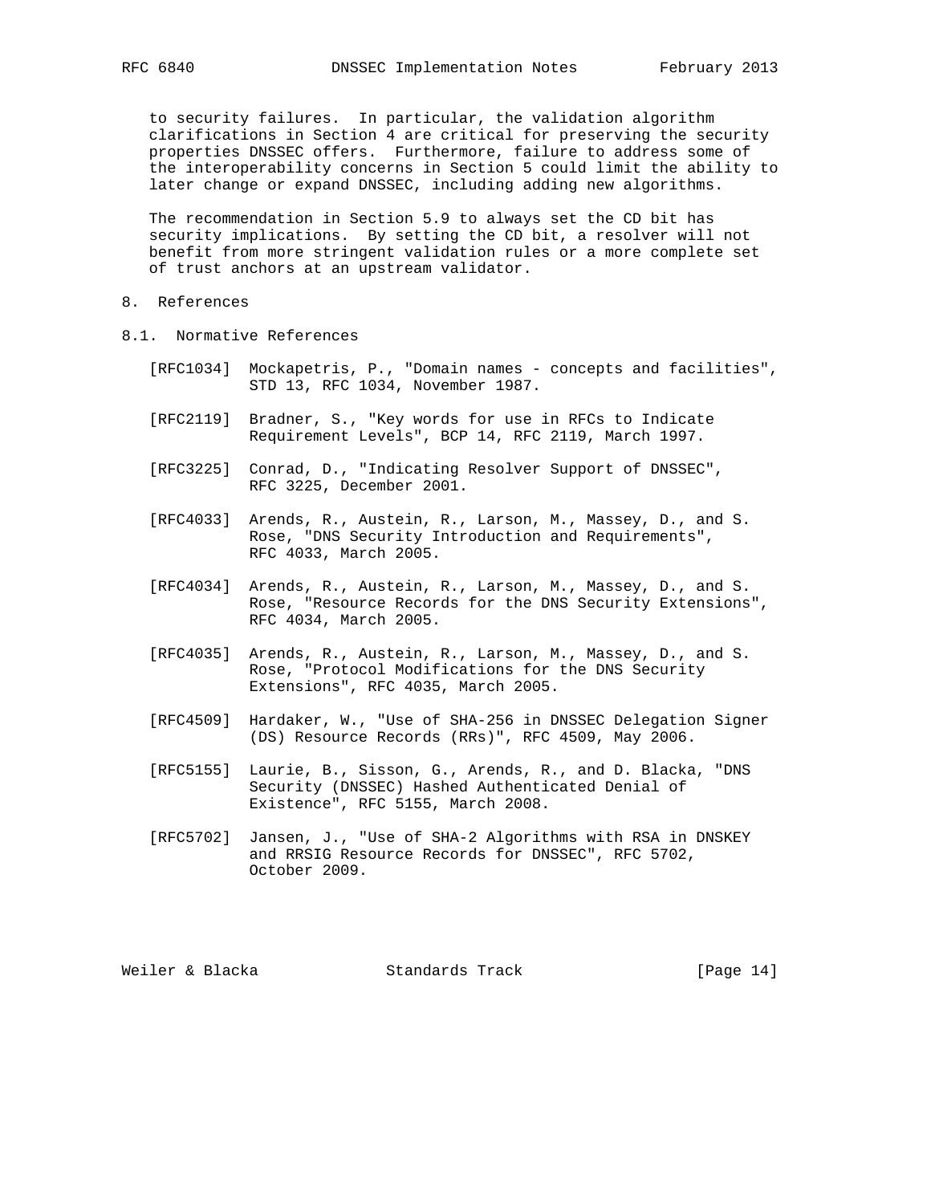to security failures. In particular, the validation algorithm clarifications in Section 4 are critical for preserving the security properties DNSSEC offers. Furthermore, failure to address some of the interoperability concerns in Section 5 could limit the ability to later change or expand DNSSEC, including adding new algorithms.

The recommendation in Section 5.9 to always set the CD bit has security implications. By setting the CD bit, a resolver will not benefit from more stringent validation rules or a more complete set of trust anchors at an upstream validator.

# 8. References

## 8.1. Normative References

[RFC1034] Mockapetris, P., "Domain names - concepts and facilities", STD 13, RFC 1034, November 1987.

[RFC2119] Bradner, S., "Key words for use in RFCs to Indicate Requirement Levels", BCP 14, RFC 2119, March 1997.

[RFC3225] Conrad, D., "Indicating Resolver Support of DNSSEC", RFC 3225, December 2001.

[RFC4033] Arends, R., Austein, R., Larson, M., Massey, D., and S. Rose, "DNS Security Introduction and Requirements", RFC 4033, March 2005.

[RFC4034] Arends, R., Austein, R., Larson, M., Massey, D., and S. Rose, "Resource Records for the DNS Security Extensions", RFC 4034, March 2005.

[RFC4035] Arends, R., Austein, R., Larson, M., Massey, D., and S. Rose, "Protocol Modifications for the DNS Security Extensions", RFC 4035, March 2005.

[RFC4509] Hardaker, W., "Use of SHA-256 in DNSSEC Delegation Signer (DS) Resource Records (RRs)", RFC 4509, May 2006.

[RFC5155] Laurie, B., Sisson, G., Arends, R., and D. Blacka, "DNS Security (DNSSEC) Hashed Authenticated Denial of Existence", RFC 5155, March 2008.

[RFC5702] Jansen, J., "Use of SHA-2 Algorithms with RSA in DNSKEY and RRSIG Resource Records for DNSSEC", RFC 5702, October 2009.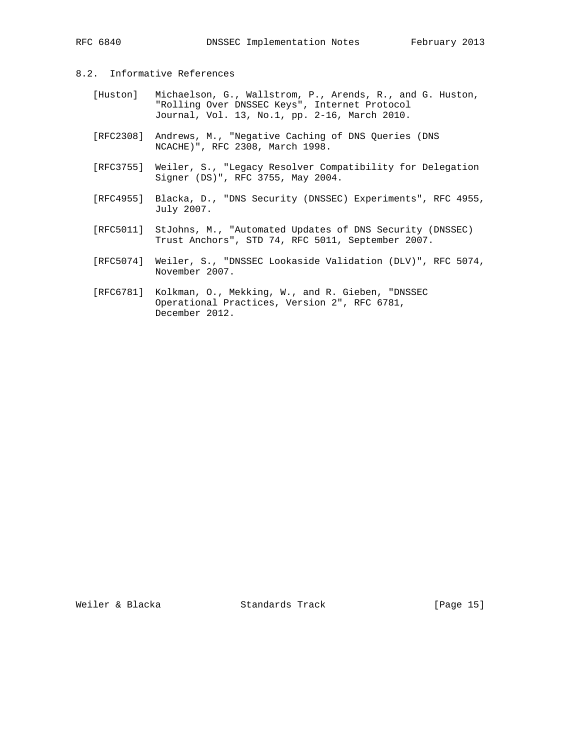## 8.2. Informative References

[Huston] Michaelson, G., Wallstrom, P., Arends, R., and G. Huston, "Rolling Over DNSSEC Keys", Internet Protocol Journal, Vol. 13, No.1, pp. 2-16, March 2010.

[RFC2308] Andrews, M., "Negative Caching of DNS Queries (DNS NCACHE)", RFC 2308, March 1998.

[RFC3755] Weiler, S., "Legacy Resolver Compatibility for Delegation Signer (DS)", RFC 3755, May 2004.

[RFC4955] Blacka, D., "DNS Security (DNSSEC) Experiments", RFC 4955, July 2007.

[RFC5011] StJohns, M., "Automated Updates of DNS Security (DNSSEC) Trust Anchors", STD 74, RFC 5011, September 2007.

[RFC5074] Weiler, S., "DNSSEC Lookaside Validation (DLV)", RFC 5074, November 2007.

[RFC6781] Kolkman, O., Mekking, W., and R. Gieben, "DNSSEC Operational Practices, Version 2", RFC 6781, December 2012.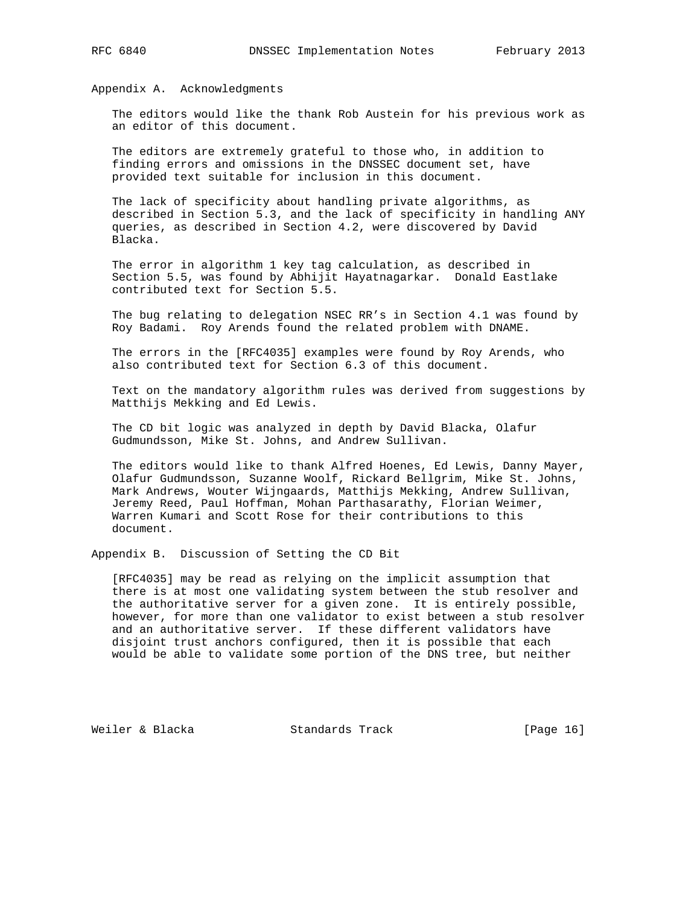## Appendix A. Acknowledgments

The editors would like the thank Rob Austein for his previous work as an editor of this document.

The editors are extremely grateful to those who, in addition to finding errors and omissions in the DNSSEC document set, have provided text suitable for inclusion in this document.

The lack of specificity about handling private algorithms, as described in Section 5.3, and the lack of specificity in handling ANY queries, as described in Section 4.2, were discovered by David Blacka.

The error in algorithm 1 key tag calculation, as described in Section 5.5, was found by Abhijit Hayatnagarkar. Donald Eastlake contributed text for Section 5.5.

The bug relating to delegation NSEC RR's in Section 4.1 was found by Roy Badami. Roy Arends found the related problem with DNAME.

The errors in the [RFC4035] examples were found by Roy Arends, who also contributed text for Section 6.3 of this document.

Text on the mandatory algorithm rules was derived from suggestions by Matthijs Mekking and Ed Lewis.

The CD bit logic was analyzed in depth by David Blacka, Olafur Gudmundsson, Mike St. Johns, and Andrew Sullivan.

The editors would like to thank Alfred Hoenes, Ed Lewis, Danny Mayer, Olafur Gudmundsson, Suzanne Woolf, Rickard Bellgrim, Mike St. Johns, Mark Andrews, Wouter Wijngaards, Matthijs Mekking, Andrew Sullivan, Jeremy Reed, Paul Hoffman, Mohan Parthasarathy, Florian Weimer, Warren Kumari and Scott Rose for their contributions to this document.

## Appendix B. Discussion of Setting the CD Bit

[RFC4035] may be read as relying on the implicit assumption that there is at most one validating system between the stub resolver and the authoritative server for a given zone. It is entirely possible, however, for more than one validator to exist between a stub resolver and an authoritative server. If these different validators have disjoint trust anchors configured, then it is possible that each would be able to validate some portion of the DNS tree, but neither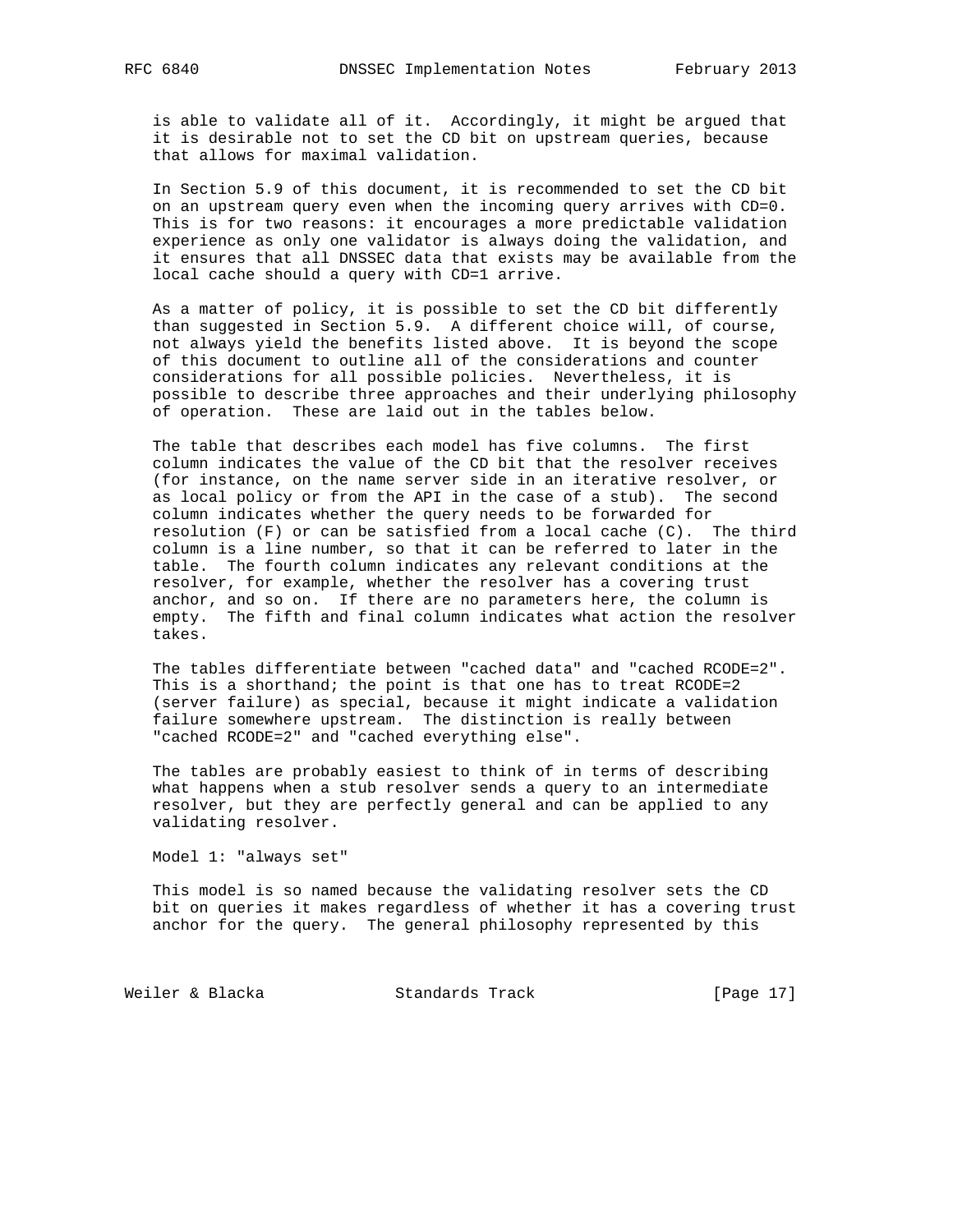is able to validate all of it. Accordingly, it might be argued that it is desirable not to set the CD bit on upstream queries, because that allows for maximal validation.

In Section 5.9 of this document, it is recommended to set the CD bit on an upstream query even when the incoming query arrives with CD=0. This is for two reasons: it encourages a more predictable validation experience as only one validator is always doing the validation, and it ensures that all DNSSEC data that exists may be available from the local cache should a query with CD=1 arrive.

As a matter of policy, it is possible to set the CD bit differently than suggested in Section 5.9. A different choice will, of course, not always yield the benefits listed above. It is beyond the scope of this document to outline all of the considerations and counter considerations for all possible policies. Nevertheless, it is possible to describe three approaches and their underlying philosophy of operation. These are laid out in the tables below.

The table that describes each model has five columns. The first column indicates the value of the CD bit that the resolver receives (for instance, on the name server side in an iterative resolver, or as local policy or from the API in the case of a stub). The second column indicates whether the query needs to be forwarded for resolution (F) or can be satisfied from a local cache (C). The third column is a line number, so that it can be referred to later in the table. The fourth column indicates any relevant conditions at the resolver, for example, whether the resolver has a covering trust anchor, and so on. If there are no parameters here, the column is empty. The fifth and final column indicates what action the resolver takes.

The tables differentiate between "cached data" and "cached RCODE=2". This is a shorthand; the point is that one has to treat RCODE=2 (server failure) as special, because it might indicate a validation failure somewhere upstream. The distinction is really between "cached RCODE=2" and "cached everything else".

The tables are probably easiest to think of in terms of describing what happens when a stub resolver sends a query to an intermediate resolver, but they are perfectly general and can be applied to any validating resolver.

Model 1: "always set"

This model is so named because the validating resolver sets the CD bit on queries it makes regardless of whether it has a covering trust anchor for the query. The general philosophy represented by this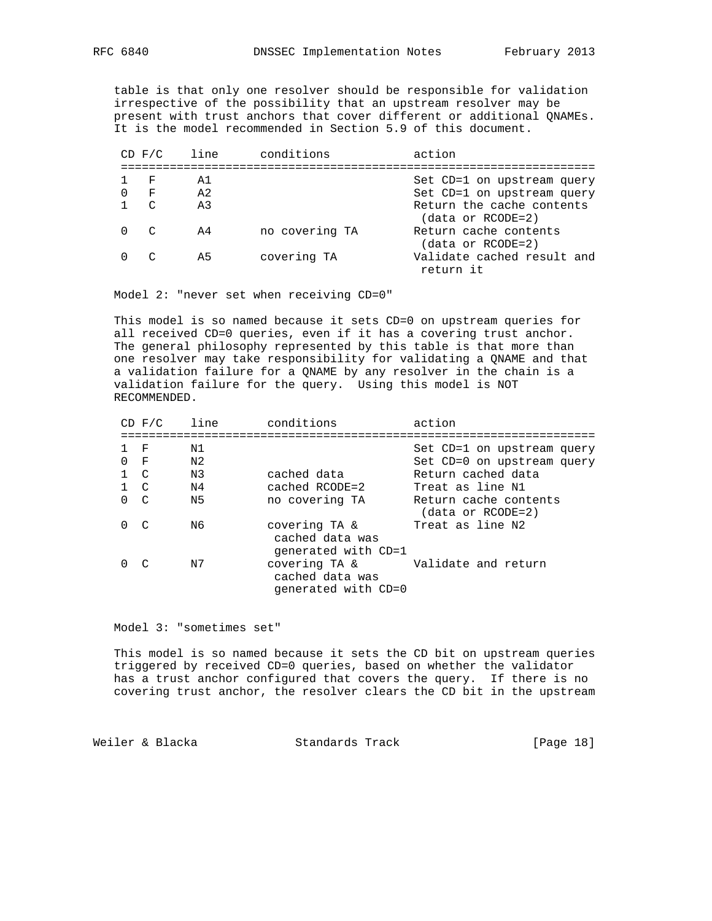table is that only one resolver should be responsible for validation irrespective of the possibility that an upstream resolver may be present with trust anchors that cover different or additional QNAMEs. It is the model recommended in Section 5.9 of this document.

| CD | F/C | line | conditions | action |
|---|---|---|---|---|
| 1 | F | A1 | | Set CD=1 on upstream query |
| 0 | F | A2 | | Set CD=1 on upstream query |
| 1 | C | A3 | | Return the cache contents (data or RCODE=2) |
| 0 | C | A4 | no covering TA | Return cache contents (data or RCODE=2) |
| 0 | C | A5 | covering TA | Validate cached result and return it |

Model 2: "never set when receiving CD=0"

This model is so named because it sets CD=0 on upstream queries for all received CD=0 queries, even if it has a covering trust anchor. The general philosophy represented by this table is that more than one resolver may take responsibility for validating a QNAME and that a validation failure for a QNAME by any resolver in the chain is a validation failure for the query. Using this model is NOT RECOMMENDED.

| CD | F/C | line | conditions | action |
|---|---|---|---|---|
| 1 | F | N1 | | Set CD=1 on upstream query |
| 0 | F | N2 | | Set CD=0 on upstream query |
| 1 | C | N3 | cached data | Return cached data |
| 1 | C | N4 | cached RCODE=2 | Treat as line N1 |
| 0 | C | N5 | no covering TA | Return cache contents (data or RCODE=2) |
| 0 | C | N6 | covering TA & cached data was generated with CD=1 | Treat as line N2 |
| 0 | C | N7 | covering TA & cached data was generated with CD=0 | Validate and return |

Model 3: "sometimes set"

This model is so named because it sets the CD bit on upstream queries triggered by received CD=0 queries, based on whether the validator has a trust anchor configured that covers the query. If there is no covering trust anchor, the resolver clears the CD bit in the upstream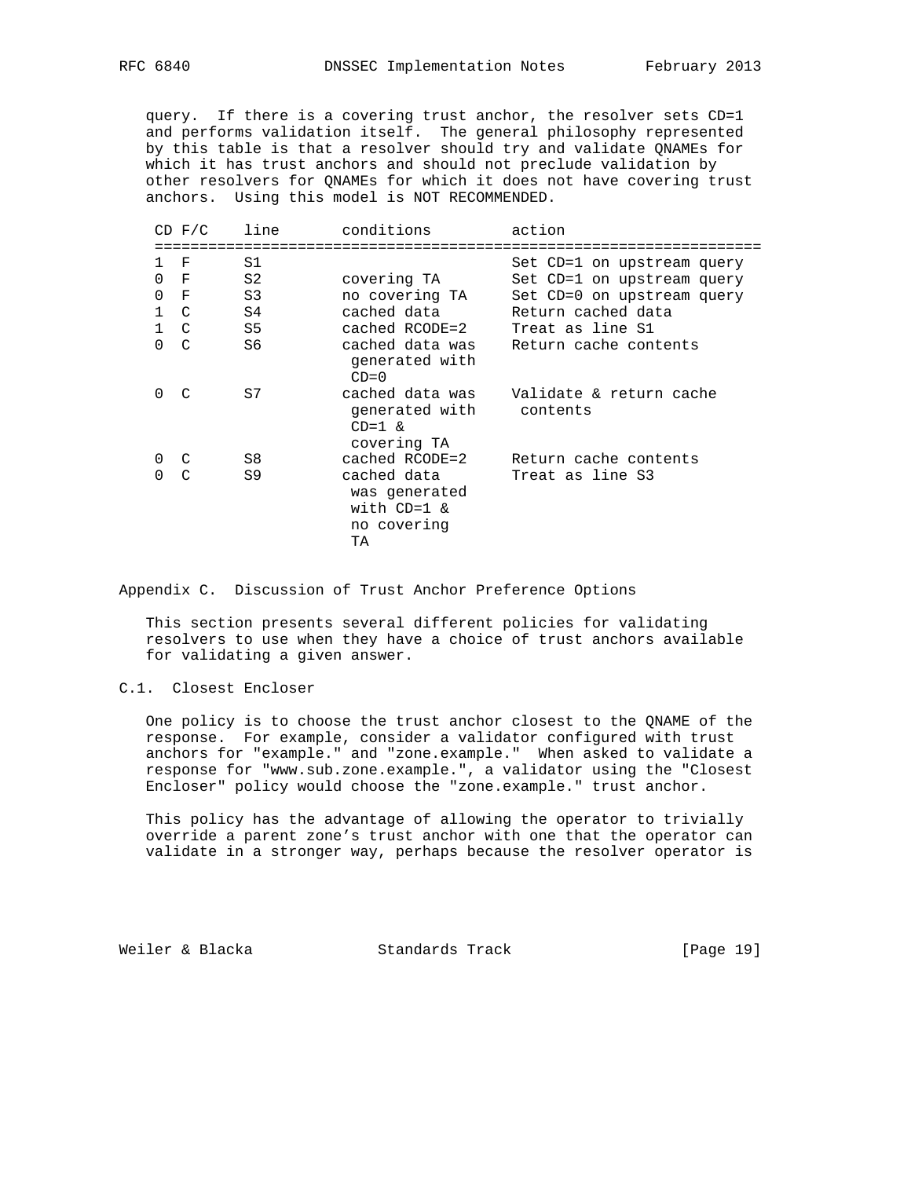query. If there is a covering trust anchor, the resolver sets CD=1 and performs validation itself. The general philosophy represented by this table is that a resolver should try and validate QNAMEs for which it has trust anchors and should not preclude validation by other resolvers for QNAMEs for which it does not have covering trust anchors. Using this model is NOT RECOMMENDED.

| CD | F/C | line | conditions | action |
|---|---|---|---|---|
| 1 | F | S1 | | Set CD=1 on upstream query |
| 0 | F | S2 | covering TA | Set CD=1 on upstream query |
| 0 | F | S3 | no covering TA | Set CD=0 on upstream query |
| 1 | C | S4 | cached data | Return cached data |
| 1 | C | S5 | cached RCODE=2 | Treat as line S1 |
| 0 | C | S6 | cached data was generated with CD=0 | Return cache contents |
| 0 | C | S7 | cached data was generated with CD=1 & covering TA | Validate & return cache contents |
| 0 | C | S8 | cached RCODE=2 | Return cache contents |
| 0 | C | S9 | cached data was generated with CD=1 & no covering TA | Treat as line S3 |

## Appendix C. Discussion of Trust Anchor Preference Options

This section presents several different policies for validating resolvers to use when they have a choice of trust anchors available for validating a given answer.

### C.1. Closest Encloser

One policy is to choose the trust anchor closest to the QNAME of the response. For example, consider a validator configured with trust anchors for "example." and "zone.example." When asked to validate a response for "www.sub.zone.example.", a validator using the "Closest Encloser" policy would choose the "zone.example." trust anchor.

This policy has the advantage of allowing the operator to trivially override a parent zone's trust anchor with one that the operator can validate in a stronger way, perhaps because the resolver operator is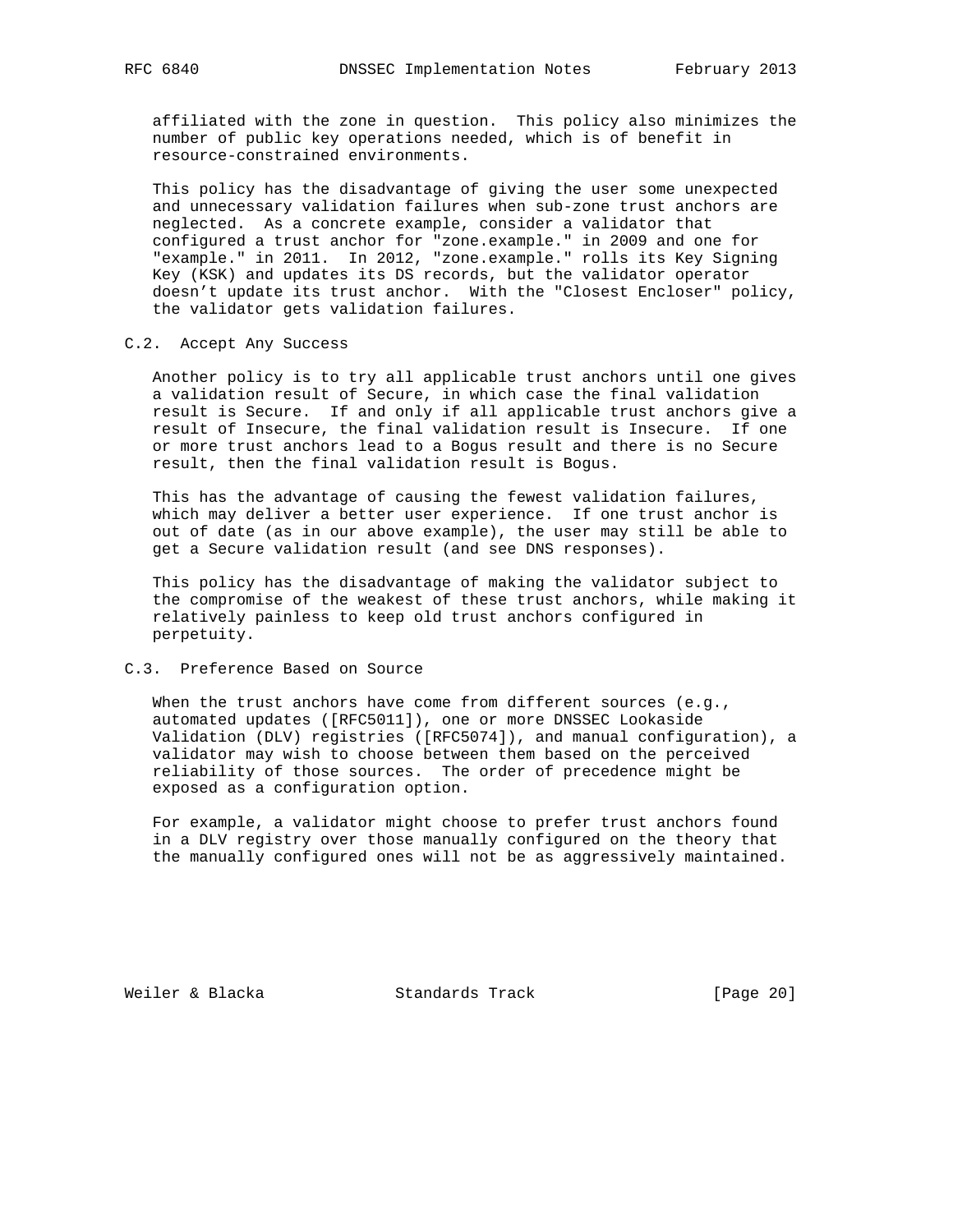affiliated with the zone in question. This policy also minimizes the number of public key operations needed, which is of benefit in resource-constrained environments.

This policy has the disadvantage of giving the user some unexpected and unnecessary validation failures when sub-zone trust anchors are neglected. As a concrete example, consider a validator that configured a trust anchor for "zone.example." in 2009 and one for "example." in 2011. In 2012, "zone.example." rolls its Key Signing Key (KSK) and updates its DS records, but the validator operator doesn't update its trust anchor. With the "Closest Encloser" policy, the validator gets validation failures.

### C.2. Accept Any Success

Another policy is to try all applicable trust anchors until one gives a validation result of Secure, in which case the final validation result is Secure. If and only if all applicable trust anchors give a result of Insecure, the final validation result is Insecure. If one or more trust anchors lead to a Bogus result and there is no Secure result, then the final validation result is Bogus.

This has the advantage of causing the fewest validation failures, which may deliver a better user experience. If one trust anchor is out of date (as in our above example), the user may still be able to get a Secure validation result (and see DNS responses).

This policy has the disadvantage of making the validator subject to the compromise of the weakest of these trust anchors, while making it relatively painless to keep old trust anchors configured in perpetuity.

### C.3. Preference Based on Source

When the trust anchors have come from different sources (e.g., automated updates ([RFC5011]), one or more DNSSEC Lookaside Validation (DLV) registries ([RFC5074]), and manual configuration), a validator may wish to choose between them based on the perceived reliability of those sources. The order of precedence might be exposed as a configuration option.

For example, a validator might choose to prefer trust anchors found in a DLV registry over those manually configured on the theory that the manually configured ones will not be as aggressively maintained.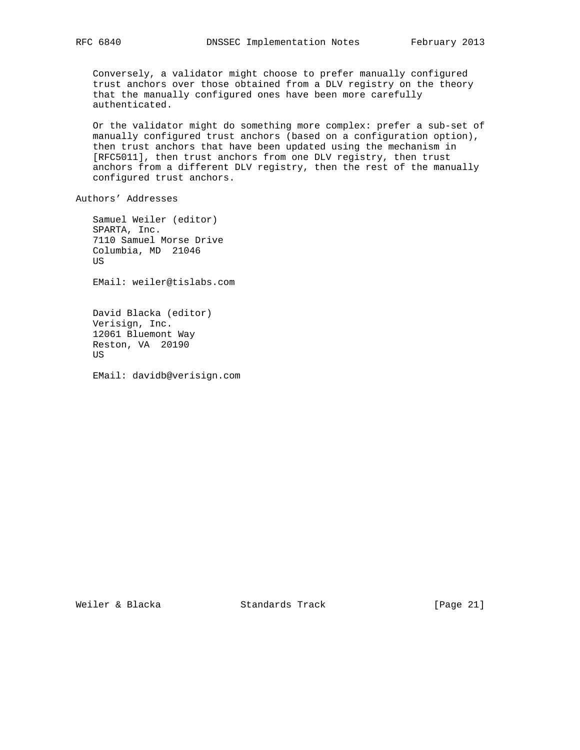Conversely, a validator might choose to prefer manually configured trust anchors over those obtained from a DLV registry on the theory that the manually configured ones have been more carefully authenticated.

Or the validator might do something more complex: prefer a sub-set of manually configured trust anchors (based on a configuration option), then trust anchors that have been updated using the mechanism in [RFC5011], then trust anchors from one DLV registry, then trust anchors from a different DLV registry, then the rest of the manually configured trust anchors.

## Authors' Addresses

Samuel Weiler (editor)
SPARTA, Inc.
7110 Samuel Morse Drive
Columbia, MD  21046
US

EMail: weiler@tislabs.com

David Blacka (editor)
Verisign, Inc.
12061 Bluemont Way
Reston, VA  20190
US

EMail: davidb@verisign.com